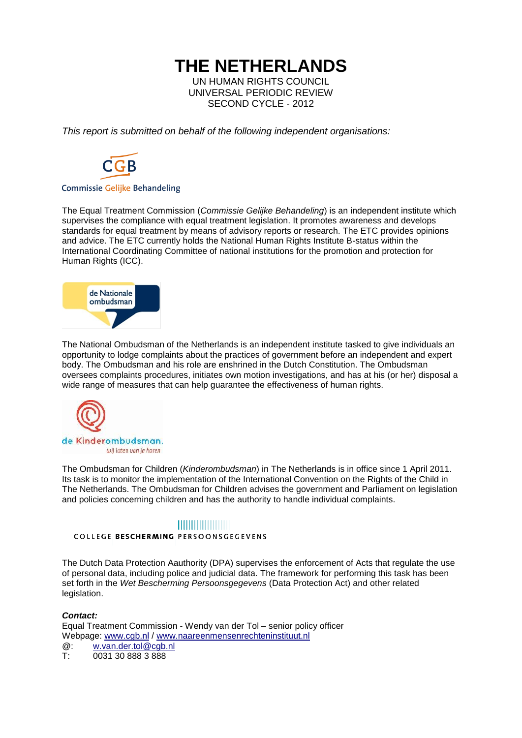# THE NETHERLANDS

UN HUMAN RIGHTS COUNCIL
UNIVERSAL PERIODIC REVIEW
SECOND CYCLE - 2012

*This report is submitted on behalf of the following independent organisations:*

CGB
Commissie Gelijke Behandeling

The Equal Treatment Commission (*Commissie Gelijke Behandeling*) is an independent institute which supervises the compliance with equal treatment legislation. It promotes awareness and develops standards for equal treatment by means of advisory reports or research. The ETC provides opinions and advice. The ETC currently holds the National Human Rights Institute B-status within the International Coordinating Committee of national institutions for the promotion and protection for Human Rights (ICC).

de Nationale ombudsman

The National Ombudsman of the Netherlands is an independent institute tasked to give individuals an opportunity to lodge complaints about the practices of government before an independent and expert body. The Ombudsman and his role are enshrined in the Dutch Constitution. The Ombudsman oversees complaints procedures, initiates own motion investigations, and has at his (or her) disposal a wide range of measures that can help guarantee the effectiveness of human rights.

de Kinderombudsman.
wij laten van je horen

The Ombudsman for Children (*Kinderombudsman*) in The Netherlands is in office since 1 April 2011. Its task is to monitor the implementation of the International Convention on the Rights of the Child in The Netherlands. The Ombudsman for Children advises the government and Parliament on legislation and policies concerning children and has the authority to handle individual complaints.

COLLEGE **BESCHERMING** PERSOONSGEGEVENS

The Dutch Data Protection Aauthority (DPA) supervises the enforcement of Acts that regulate the use of personal data, including police and judicial data. The framework for performing this task has been set forth in the *Wet Bescherming Persoonsgegevens* (Data Protection Act) and other related legislation.

***Contact:***
Equal Treatment Commission - Wendy van der Tol – senior policy officer
Webpage: www.cgb.nl / www.naareenmensenrechteninstituut.nl
@: w.van.der.tol@cgb.nl
T: 0031 30 888 3 888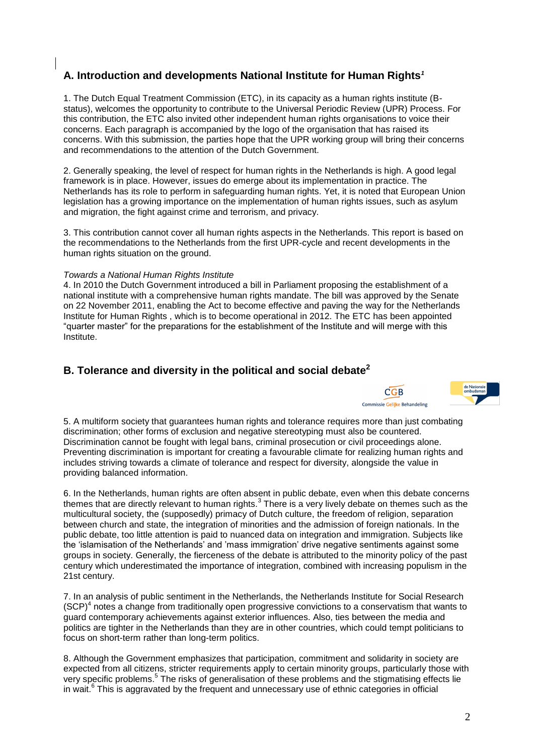## A. Introduction and developments National Institute for Human Rights[1]

1. The Dutch Equal Treatment Commission (ETC), in its capacity as a human rights institute (B-status), welcomes the opportunity to contribute to the Universal Periodic Review (UPR) Process. For this contribution, the ETC also invited other independent human rights organisations to voice their concerns. Each paragraph is accompanied by the logo of the organisation that has raised its concerns. With this submission, the parties hope that the UPR working group will bring their concerns and recommendations to the attention of the Dutch Government.

2. Generally speaking, the level of respect for human rights in the Netherlands is high. A good legal framework is in place. However, issues do emerge about its implementation in practice. The Netherlands has its role to perform in safeguarding human rights. Yet, it is noted that European Union legislation has a growing importance on the implementation of human rights issues, such as asylum and migration, the fight against crime and terrorism, and privacy.

3. This contribution cannot cover all human rights aspects in the Netherlands. This report is based on the recommendations to the Netherlands from the first UPR-cycle and recent developments in the human rights situation on the ground.

*Towards a National Human Rights Institute*

4. In 2010 the Dutch Government introduced a bill in Parliament proposing the establishment of a national institute with a comprehensive human rights mandate. The bill was approved by the Senate on 22 November 2011, enabling the Act to become effective and paving the way for the Netherlands Institute for Human Rights , which is to become operational in 2012. The ETC has been appointed "quarter master" for the preparations for the establishment of the Institute and will merge with this Institute.

## B. Tolerance and diversity in the political and social debate[2]

5. A multiform society that guarantees human rights and tolerance requires more than just combating discrimination; other forms of exclusion and negative stereotyping must also be countered. Discrimination cannot be fought with legal bans, criminal prosecution or civil proceedings alone. Preventing discrimination is important for creating a favourable climate for realizing human rights and includes striving towards a climate of tolerance and respect for diversity, alongside the value in providing balanced information.

6. In the Netherlands, human rights are often absent in public debate, even when this debate concerns themes that are directly relevant to human rights.[3] There is a very lively debate on themes such as the multicultural society, the (supposedly) primacy of Dutch culture, the freedom of religion, separation between church and state, the integration of minorities and the admission of foreign nationals. In the public debate, too little attention is paid to nuanced data on integration and immigration. Subjects like the 'islamisation of the Netherlands' and 'mass immigration' drive negative sentiments against some groups in society. Generally, the fierceness of the debate is attributed to the minority policy of the past century which underestimated the importance of integration, combined with increasing populism in the 21st century.

7. In an analysis of public sentiment in the Netherlands, the Netherlands Institute for Social Research (SCP)[4] notes a change from traditionally open progressive convictions to a conservatism that wants to guard contemporary achievements against exterior influences. Also, ties between the media and politics are tighter in the Netherlands than they are in other countries, which could tempt politicians to focus on short-term rather than long-term politics.

8. Although the Government emphasizes that participation, commitment and solidarity in society are expected from all citizens, stricter requirements apply to certain minority groups, particularly those with very specific problems.[5] The risks of generalisation of these problems and the stigmatising effects lie in wait.[6] This is aggravated by the frequent and unnecessary use of ethnic categories in official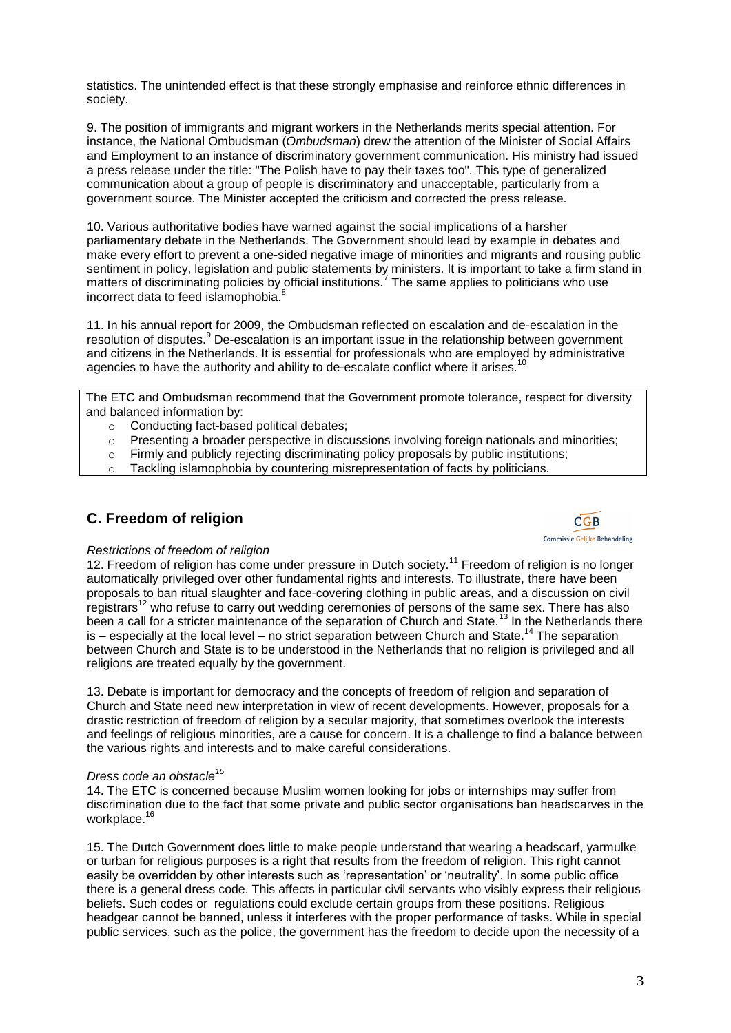statistics. The unintended effect is that these strongly emphasise and reinforce ethnic differences in society.

9. The position of immigrants and migrant workers in the Netherlands merits special attention. For instance, the National Ombudsman (*Ombudsman*) drew the attention of the Minister of Social Affairs and Employment to an instance of discriminatory government communication. His ministry had issued a press release under the title: "The Polish have to pay their taxes too". This type of generalized communication about a group of people is discriminatory and unacceptable, particularly from a government source. The Minister accepted the criticism and corrected the press release.

10. Various authoritative bodies have warned against the social implications of a harsher parliamentary debate in the Netherlands. The Government should lead by example in debates and make every effort to prevent a one-sided negative image of minorities and migrants and rousing public sentiment in policy, legislation and public statements by ministers. It is important to take a firm stand in matters of discriminating policies by official institutions.[7] The same applies to politicians who use incorrect data to feed islamophobia.[8]

11. In his annual report for 2009, the Ombudsman reflected on escalation and de-escalation in the resolution of disputes.[9] De-escalation is an important issue in the relationship between government and citizens in the Netherlands. It is essential for professionals who are employed by administrative agencies to have the authority and ability to de-escalate conflict where it arises.[10]

The ETC and Ombudsman recommend that the Government promote tolerance, respect for diversity and balanced information by:

- Conducting fact-based political debates;
- Presenting a broader perspective in discussions involving foreign nationals and minorities;
- Firmly and publicly rejecting discriminating policy proposals by public institutions;
- Tackling islamophobia by countering misrepresentation of facts by politicians.

## C. Freedom of religion

CGB Commissie Gelijke Behandeling

*Restrictions of freedom of religion*

12. Freedom of religion has come under pressure in Dutch society.[11] Freedom of religion is no longer automatically privileged over other fundamental rights and interests. To illustrate, there have been proposals to ban ritual slaughter and face-covering clothing in public areas, and a discussion on civil registrars[12] who refuse to carry out wedding ceremonies of persons of the same sex. There has also been a call for a stricter maintenance of the separation of Church and State.[13] In the Netherlands there is – especially at the local level – no strict separation between Church and State.[14] The separation between Church and State is to be understood in the Netherlands that no religion is privileged and all religions are treated equally by the government.

13. Debate is important for democracy and the concepts of freedom of religion and separation of Church and State need new interpretation in view of recent developments. However, proposals for a drastic restriction of freedom of religion by a secular majority, that sometimes overlook the interests and feelings of religious minorities, are a cause for concern. It is a challenge to find a balance between the various rights and interests and to make careful considerations.

*Dress code an obstacle[15]*

14. The ETC is concerned because Muslim women looking for jobs or internships may suffer from discrimination due to the fact that some private and public sector organisations ban headscarves in the workplace.[16]

15. The Dutch Government does little to make people understand that wearing a headscarf, yarmulke or turban for religious purposes is a right that results from the freedom of religion. This right cannot easily be overridden by other interests such as 'representation' or 'neutrality'. In some public office there is a general dress code. This affects in particular civil servants who visibly express their religious beliefs. Such codes or regulations could exclude certain groups from these positions. Religious headgear cannot be banned, unless it interferes with the proper performance of tasks. While in special public services, such as the police, the government has the freedom to decide upon the necessity of a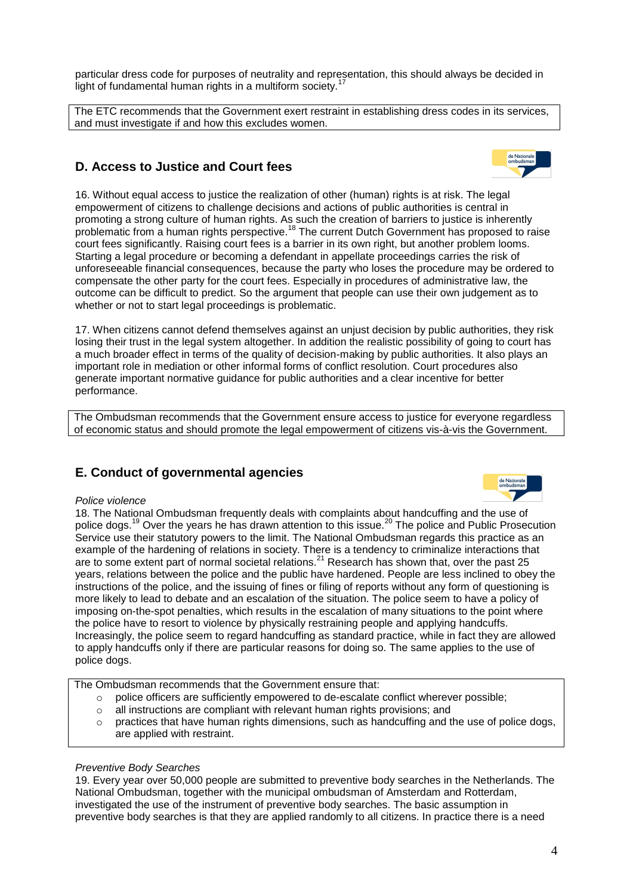particular dress code for purposes of neutrality and representation, this should always be decided in light of fundamental human rights in a multiform society.[17]

The ETC recommends that the Government exert restraint in establishing dress codes in its services, and must investigate if and how this excludes women.

## D. Access to Justice and Court fees

16. Without equal access to justice the realization of other (human) rights is at risk. The legal empowerment of citizens to challenge decisions and actions of public authorities is central in promoting a strong culture of human rights. As such the creation of barriers to justice is inherently problematic from a human rights perspective.[18] The current Dutch Government has proposed to raise court fees significantly. Raising court fees is a barrier in its own right, but another problem looms. Starting a legal procedure or becoming a defendant in appellate proceedings carries the risk of unforeseeable financial consequences, because the party who loses the procedure may be ordered to compensate the other party for the court fees. Especially in procedures of administrative law, the outcome can be difficult to predict. So the argument that people can use their own judgement as to whether or not to start legal proceedings is problematic.

17. When citizens cannot defend themselves against an unjust decision by public authorities, they risk losing their trust in the legal system altogether. In addition the realistic possibility of going to court has a much broader effect in terms of the quality of decision-making by public authorities. It also plays an important role in mediation or other informal forms of conflict resolution. Court procedures also generate important normative guidance for public authorities and a clear incentive for better performance.

The Ombudsman recommends that the Government ensure access to justice for everyone regardless of economic status and should promote the legal empowerment of citizens vis-à-vis the Government.

## E. Conduct of governmental agencies

*Police violence*

18. The National Ombudsman frequently deals with complaints about handcuffing and the use of police dogs.[19] Over the years he has drawn attention to this issue.[20] The police and Public Prosecution Service use their statutory powers to the limit. The National Ombudsman regards this practice as an example of the hardening of relations in society. There is a tendency to criminalize interactions that are to some extent part of normal societal relations.[21] Research has shown that, over the past 25 years, relations between the police and the public have hardened. People are less inclined to obey the instructions of the police, and the issuing of fines or filing of reports without any form of questioning is more likely to lead to debate and an escalation of the situation. The police seem to have a policy of imposing on-the-spot penalties, which results in the escalation of many situations to the point where the police have to resort to violence by physically restraining people and applying handcuffs. Increasingly, the police seem to regard handcuffing as standard practice, while in fact they are allowed to apply handcuffs only if there are particular reasons for doing so. The same applies to the use of police dogs.

The Ombudsman recommends that the Government ensure that:

- police officers are sufficiently empowered to de-escalate conflict wherever possible;
- all instructions are compliant with relevant human rights provisions; and
- practices that have human rights dimensions, such as handcuffing and the use of police dogs, are applied with restraint.

*Preventive Body Searches*

19. Every year over 50,000 people are submitted to preventive body searches in the Netherlands. The National Ombudsman, together with the municipal ombudsman of Amsterdam and Rotterdam, investigated the use of the instrument of preventive body searches. The basic assumption in preventive body searches is that they are applied randomly to all citizens. In practice there is a need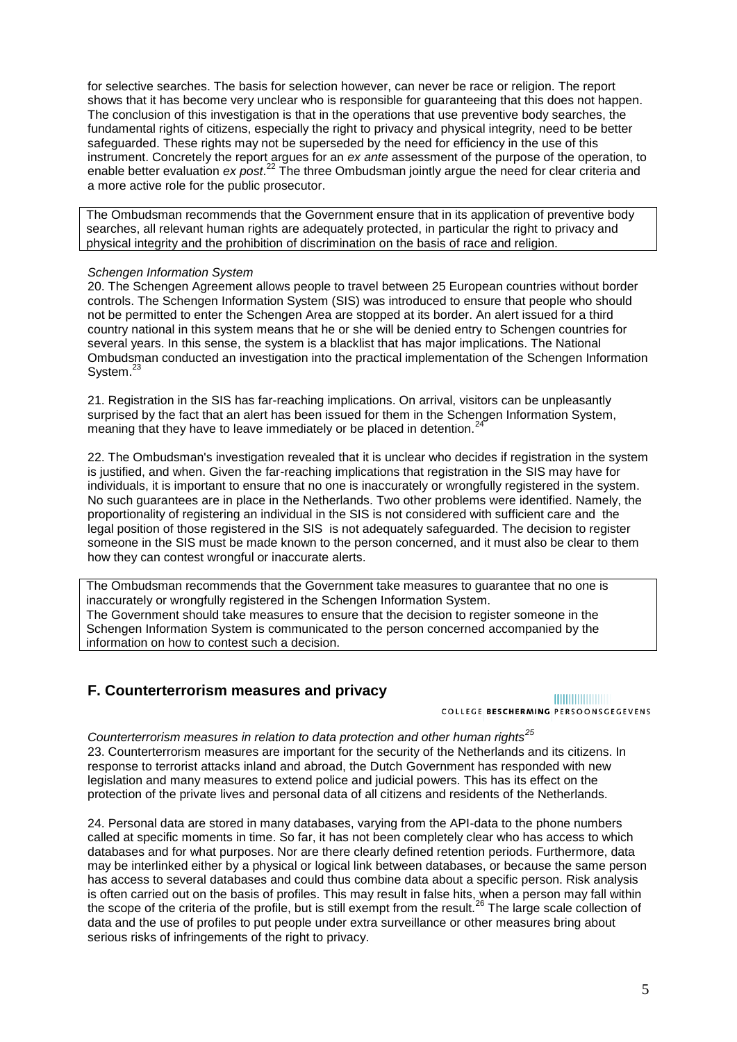for selective searches. The basis for selection however, can never be race or religion. The report shows that it has become very unclear who is responsible for guaranteeing that this does not happen. The conclusion of this investigation is that in the operations that use preventive body searches, the fundamental rights of citizens, especially the right to privacy and physical integrity, need to be better safeguarded. These rights may not be superseded by the need for efficiency in the use of this instrument. Concretely the report argues for an *ex ante* assessment of the purpose of the operation, to enable better evaluation *ex post*.[22] The three Ombudsman jointly argue the need for clear criteria and a more active role for the public prosecutor.

> The Ombudsman recommends that the Government ensure that in its application of preventive body searches, all relevant human rights are adequately protected, in particular the right to privacy and physical integrity and the prohibition of discrimination on the basis of race and religion.

*Schengen Information System*

20. The Schengen Agreement allows people to travel between 25 European countries without border controls. The Schengen Information System (SIS) was introduced to ensure that people who should not be permitted to enter the Schengen Area are stopped at its border. An alert issued for a third country national in this system means that he or she will be denied entry to Schengen countries for several years. In this sense, the system is a blacklist that has major implications. The National Ombudsman conducted an investigation into the practical implementation of the Schengen Information System.[23]

21. Registration in the SIS has far-reaching implications. On arrival, visitors can be unpleasantly surprised by the fact that an alert has been issued for them in the Schengen Information System, meaning that they have to leave immediately or be placed in detention.[24]

22. The Ombudsman's investigation revealed that it is unclear who decides if registration in the system is justified, and when. Given the far-reaching implications that registration in the SIS may have for individuals, it is important to ensure that no one is inaccurately or wrongfully registered in the system. No such guarantees are in place in the Netherlands. Two other problems were identified. Namely, the proportionality of registering an individual in the SIS is not considered with sufficient care and the legal position of those registered in the SIS is not adequately safeguarded. The decision to register someone in the SIS must be made known to the person concerned, and it must also be clear to them how they can contest wrongful or inaccurate alerts.

> The Ombudsman recommends that the Government take measures to guarantee that no one is inaccurately or wrongfully registered in the Schengen Information System.
> The Government should take measures to ensure that the decision to register someone in the Schengen Information System is communicated to the person concerned accompanied by the information on how to contest such a decision.

## F. Counterterrorism measures and privacy

COLLEGE BESCHERMING PERSOONSGEGEVENS

*Counterterrorism measures in relation to data protection and other human rights*[25]

23. Counterterrorism measures are important for the security of the Netherlands and its citizens. In response to terrorist attacks inland and abroad, the Dutch Government has responded with new legislation and many measures to extend police and judicial powers. This has its effect on the protection of the private lives and personal data of all citizens and residents of the Netherlands.

24. Personal data are stored in many databases, varying from the API-data to the phone numbers called at specific moments in time. So far, it has not been completely clear who has access to which databases and for what purposes. Nor are there clearly defined retention periods. Furthermore, data may be interlinked either by a physical or logical link between databases, or because the same person has access to several databases and could thus combine data about a specific person. Risk analysis is often carried out on the basis of profiles. This may result in false hits, when a person may fall within the scope of the criteria of the profile, but is still exempt from the result.[26] The large scale collection of data and the use of profiles to put people under extra surveillance or other measures bring about serious risks of infringements of the right to privacy.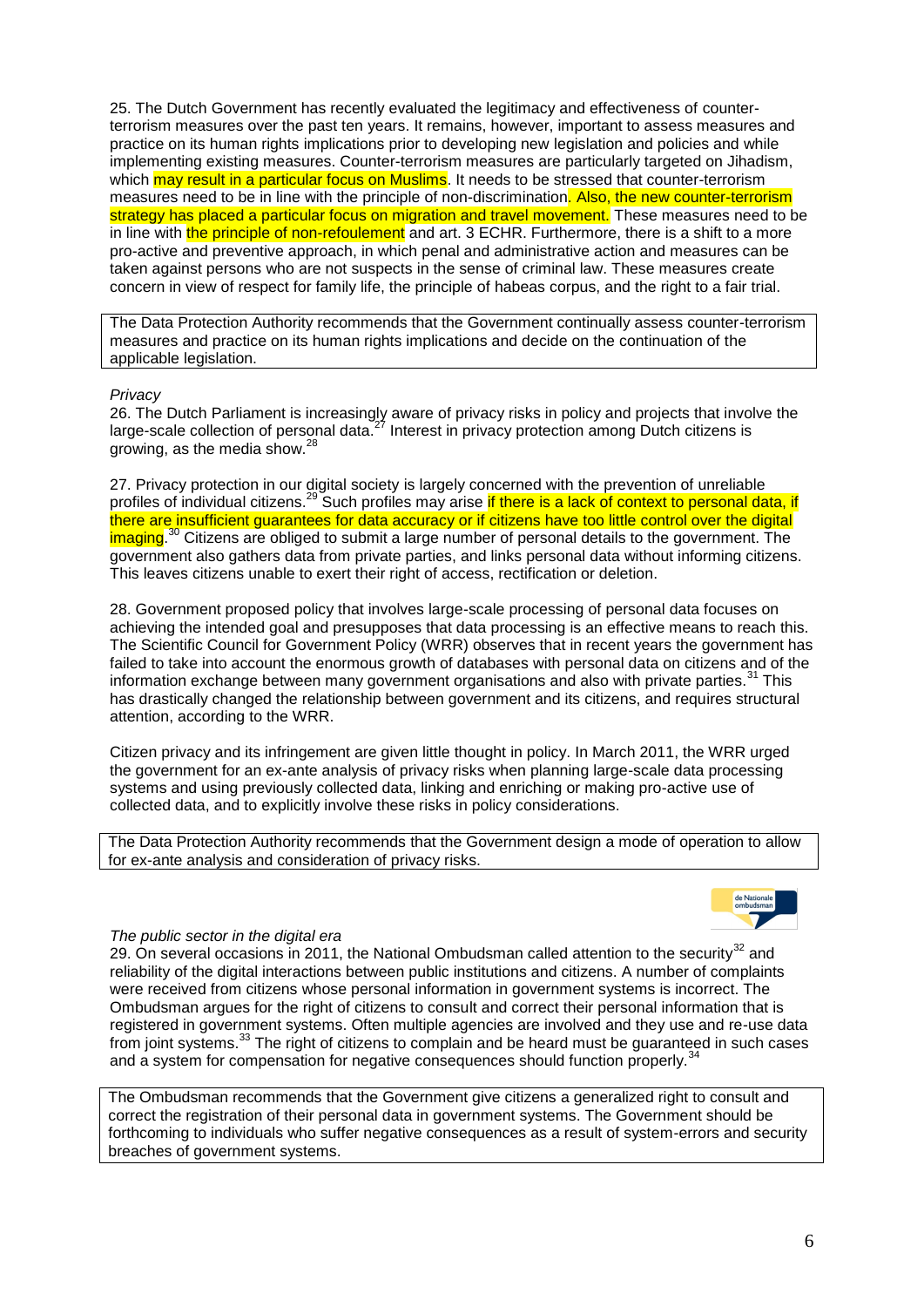25. The Dutch Government has recently evaluated the legitimacy and effectiveness of counter-terrorism measures over the past ten years. It remains, however, important to assess measures and practice on its human rights implications prior to developing new legislation and policies and while implementing existing measures. Counter-terrorism measures are particularly targeted on Jihadism, which may result in a particular focus on Muslims. It needs to be stressed that counter-terrorism measures need to be in line with the principle of non-discrimination. Also, the new counter-terrorism strategy has placed a particular focus on migration and travel movement. These measures need to be in line with the principle of non-refoulement and art. 3 ECHR. Furthermore, there is a shift to a more pro-active and preventive approach, in which penal and administrative action and measures can be taken against persons who are not suspects in the sense of criminal law. These measures create concern in view of respect for family life, the principle of habeas corpus, and the right to a fair trial.

> The Data Protection Authority recommends that the Government continually assess counter-terrorism measures and practice on its human rights implications and decide on the continuation of the applicable legislation.

*Privacy*

26. The Dutch Parliament is increasingly aware of privacy risks in policy and projects that involve the large-scale collection of personal data.[27] Interest in privacy protection among Dutch citizens is growing, as the media show.[28]

27. Privacy protection in our digital society is largely concerned with the prevention of unreliable profiles of individual citizens.[29] Such profiles may arise if there is a lack of context to personal data, if there are insufficient guarantees for data accuracy or if citizens have too little control over the digital imaging.[30] Citizens are obliged to submit a large number of personal details to the government. The government also gathers data from private parties, and links personal data without informing citizens. This leaves citizens unable to exert their right of access, rectification or deletion.

28. Government proposed policy that involves large-scale processing of personal data focuses on achieving the intended goal and presupposes that data processing is an effective means to reach this. The Scientific Council for Government Policy (WRR) observes that in recent years the government has failed to take into account the enormous growth of databases with personal data on citizens and of the information exchange between many government organisations and also with private parties.[31] This has drastically changed the relationship between government and its citizens, and requires structural attention, according to the WRR.

Citizen privacy and its infringement are given little thought in policy. In March 2011, the WRR urged the government for an ex-ante analysis of privacy risks when planning large-scale data processing systems and using previously collected data, linking and enriching or making pro-active use of collected data, and to explicitly involve these risks in policy considerations.

> The Data Protection Authority recommends that the Government design a mode of operation to allow for ex-ante analysis and consideration of privacy risks.

*The public sector in the digital era*

29. On several occasions in 2011, the National Ombudsman called attention to the security[32] and reliability of the digital interactions between public institutions and citizens. A number of complaints were received from citizens whose personal information in government systems is incorrect. The Ombudsman argues for the right of citizens to consult and correct their personal information that is registered in government systems. Often multiple agencies are involved and they use and re-use data from joint systems.[33] The right of citizens to complain and be heard must be guaranteed in such cases and a system for compensation for negative consequences should function properly.[34]

> The Ombudsman recommends that the Government give citizens a generalized right to consult and correct the registration of their personal data in government systems. The Government should be forthcoming to individuals who suffer negative consequences as a result of system-errors and security breaches of government systems.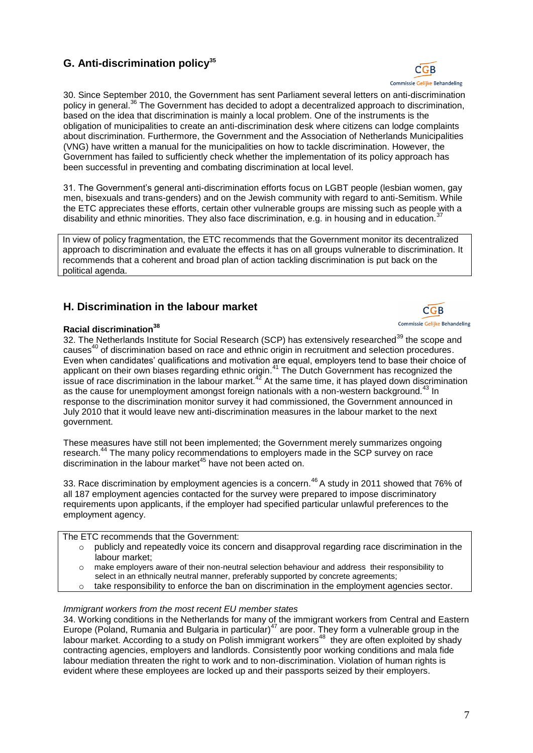## G. Anti-discrimination policy[35]

30. Since September 2010, the Government has sent Parliament several letters on anti-discrimination policy in general.[36] The Government has decided to adopt a decentralized approach to discrimination, based on the idea that discrimination is mainly a local problem. One of the instruments is the obligation of municipalities to create an anti-discrimination desk where citizens can lodge complaints about discrimination. Furthermore, the Government and the Association of Netherlands Municipalities (VNG) have written a manual for the municipalities on how to tackle discrimination. However, the Government has failed to sufficiently check whether the implementation of its policy approach has been successful in preventing and combating discrimination at local level.

31. The Government's general anti-discrimination efforts focus on LGBT people (lesbian women, gay men, bisexuals and trans-genders) and on the Jewish community with regard to anti-Semitism. While the ETC appreciates these efforts, certain other vulnerable groups are missing such as people with a disability and ethnic minorities. They also face discrimination, e.g. in housing and in education.[37]

> In view of policy fragmentation, the ETC recommends that the Government monitor its decentralized approach to discrimination and evaluate the effects it has on all groups vulnerable to discrimination. It recommends that a coherent and broad plan of action tackling discrimination is put back on the political agenda.

## H. Discrimination in the labour market

### Racial discrimination[38]

32. The Netherlands Institute for Social Research (SCP) has extensively researched[39] the scope and causes[40] of discrimination based on race and ethnic origin in recruitment and selection procedures. Even when candidates' qualifications and motivation are equal, employers tend to base their choice of applicant on their own biases regarding ethnic origin.[41] The Dutch Government has recognized the issue of race discrimination in the labour market.[42] At the same time, it has played down discrimination as the cause for unemployment amongst foreign nationals with a non-western background.[43] In response to the discrimination monitor survey it had commissioned, the Government announced in July 2010 that it would leave new anti-discrimination measures in the labour market to the next government.

These measures have still not been implemented; the Government merely summarizes ongoing research.[44] The many policy recommendations to employers made in the SCP survey on race discrimination in the labour market[45] have not been acted on.

33. Race discrimination by employment agencies is a concern.[46] A study in 2011 showed that 76% of all 187 employment agencies contacted for the survey were prepared to impose discriminatory requirements upon applicants, if the employer had specified particular unlawful preferences to the employment agency.

> The ETC recommends that the Government:
> - publicly and repeatedly voice its concern and disapproval regarding race discrimination in the labour market;
> - make employers aware of their non-neutral selection behaviour and address their responsibility to select in an ethnically neutral manner, preferably supported by concrete agreements;
> - take responsibility to enforce the ban on discrimination in the employment agencies sector.

*Immigrant workers from the most recent EU member states*

34. Working conditions in the Netherlands for many of the immigrant workers from Central and Eastern Europe (Poland, Rumania and Bulgaria in particular)[47] are poor. They form a vulnerable group in the labour market. According to a study on Polish immigrant workers[48] they are often exploited by shady contracting agencies, employers and landlords. Consistently poor working conditions and mala fide labour mediation threaten the right to work and to non-discrimination. Violation of human rights is evident where these employees are locked up and their passports seized by their employers.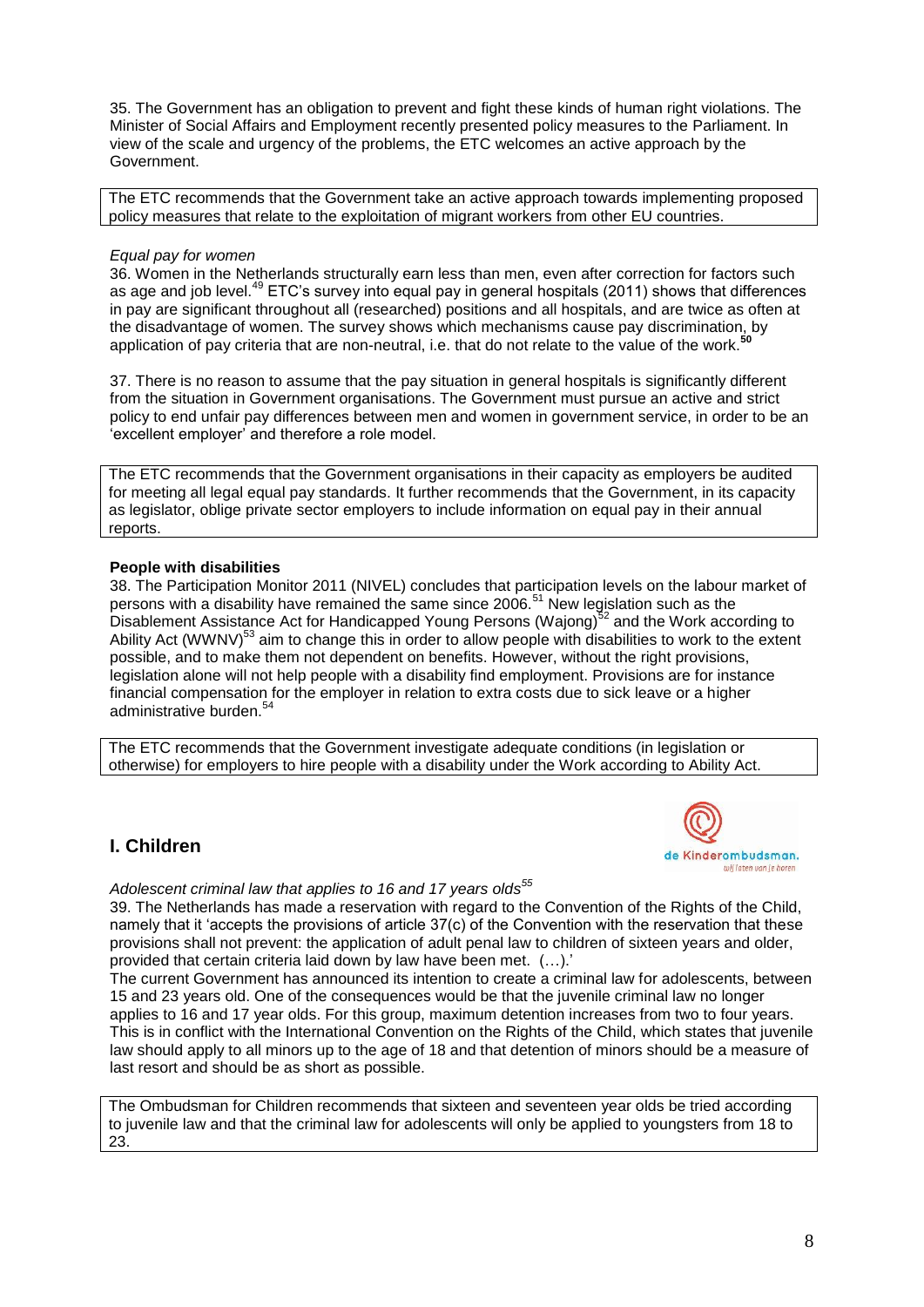35. The Government has an obligation to prevent and fight these kinds of human right violations. The Minister of Social Affairs and Employment recently presented policy measures to the Parliament. In view of the scale and urgency of the problems, the ETC welcomes an active approach by the Government.

> The ETC recommends that the Government take an active approach towards implementing proposed policy measures that relate to the exploitation of migrant workers from other EU countries.

*Equal pay for women*

36. Women in the Netherlands structurally earn less than men, even after correction for factors such as age and job level.[49] ETC's survey into equal pay in general hospitals (2011) shows that differences in pay are significant throughout all (researched) positions and all hospitals, and are twice as often at the disadvantage of women. The survey shows which mechanisms cause pay discrimination, by application of pay criteria that are non-neutral, i.e. that do not relate to the value of the work.[50]

37. There is no reason to assume that the pay situation in general hospitals is significantly different from the situation in Government organisations. The Government must pursue an active and strict policy to end unfair pay differences between men and women in government service, in order to be an 'excellent employer' and therefore a role model.

> The ETC recommends that the Government organisations in their capacity as employers be audited for meeting all legal equal pay standards. It further recommends that the Government, in its capacity as legislator, oblige private sector employers to include information on equal pay in their annual reports.

**People with disabilities**

38. The Participation Monitor 2011 (NIVEL) concludes that participation levels on the labour market of persons with a disability have remained the same since 2006.[51] New legislation such as the Disablement Assistance Act for Handicapped Young Persons (Wajong)[52] and the Work according to Ability Act (WWNV)[53] aim to change this in order to allow people with disabilities to work to the extent possible, and to make them not dependent on benefits. However, without the right provisions, legislation alone will not help people with a disability find employment. Provisions are for instance financial compensation for the employer in relation to extra costs due to sick leave or a higher administrative burden.[54]

> The ETC recommends that the Government investigate adequate conditions (in legislation or otherwise) for employers to hire people with a disability under the Work according to Ability Act.

## I. Children

de Kinderombudsman. wij laten van je horen

*Adolescent criminal law that applies to 16 and 17 years olds[55]*

39. The Netherlands has made a reservation with regard to the Convention of the Rights of the Child, namely that it 'accepts the provisions of article 37(c) of the Convention with the reservation that these provisions shall not prevent: the application of adult penal law to children of sixteen years and older, provided that certain criteria laid down by law have been met. (…).'

The current Government has announced its intention to create a criminal law for adolescents, between 15 and 23 years old. One of the consequences would be that the juvenile criminal law no longer applies to 16 and 17 year olds. For this group, maximum detention increases from two to four years. This is in conflict with the International Convention on the Rights of the Child, which states that juvenile law should apply to all minors up to the age of 18 and that detention of minors should be a measure of last resort and should be as short as possible.

> The Ombudsman for Children recommends that sixteen and seventeen year olds be tried according to juvenile law and that the criminal law for adolescents will only be applied to youngsters from 18 to 23.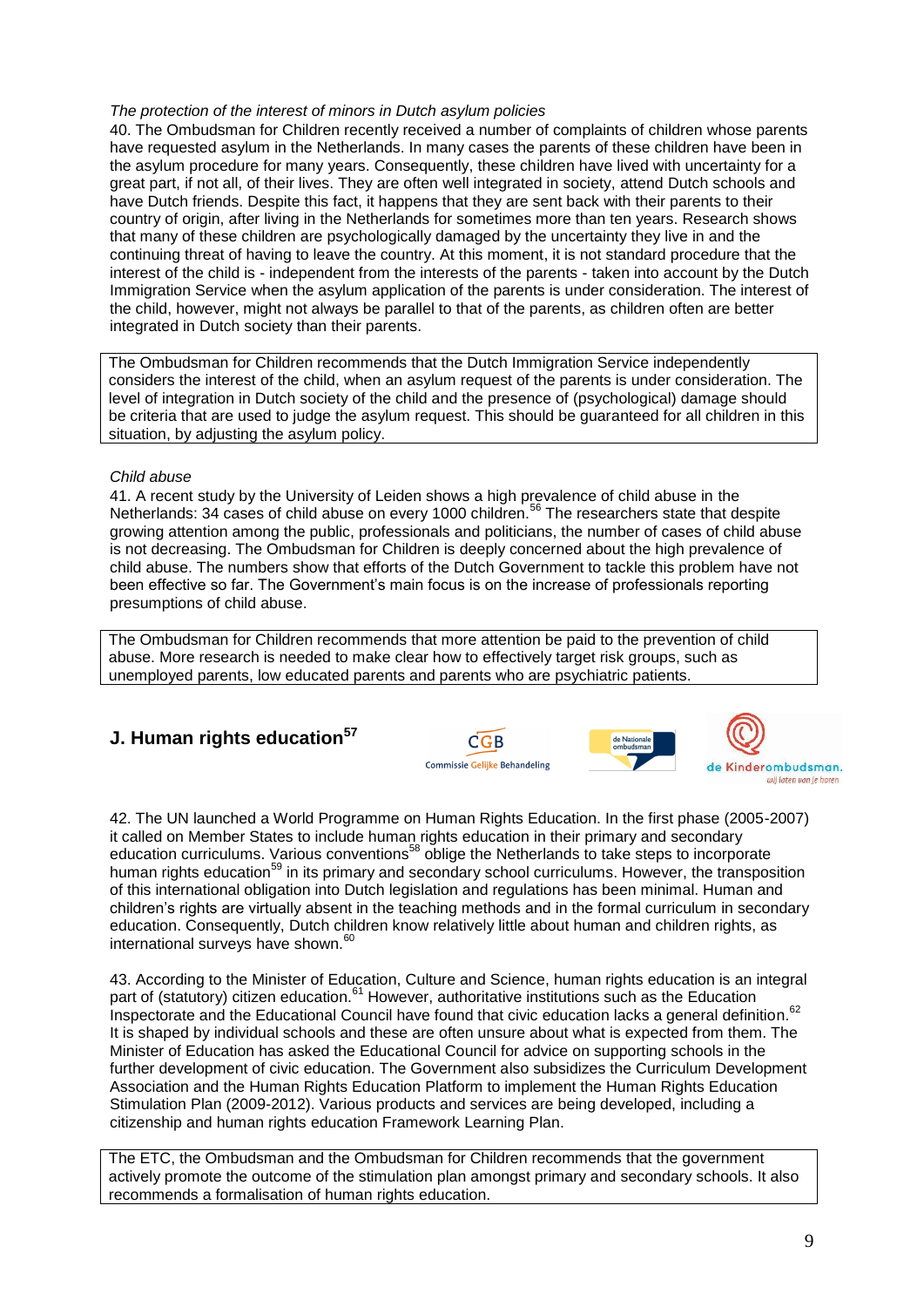*The protection of the interest of minors in Dutch asylum policies*

40. The Ombudsman for Children recently received a number of complaints of children whose parents have requested asylum in the Netherlands. In many cases the parents of these children have been in the asylum procedure for many years. Consequently, these children have lived with uncertainty for a great part, if not all, of their lives. They are often well integrated in society, attend Dutch schools and have Dutch friends. Despite this fact, it happens that they are sent back with their parents to their country of origin, after living in the Netherlands for sometimes more than ten years. Research shows that many of these children are psychologically damaged by the uncertainty they live in and the continuing threat of having to leave the country. At this moment, it is not standard procedure that the interest of the child is - independent from the interests of the parents - taken into account by the Dutch Immigration Service when the asylum application of the parents is under consideration. The interest of the child, however, might not always be parallel to that of the parents, as children often are better integrated in Dutch society than their parents.

> The Ombudsman for Children recommends that the Dutch Immigration Service independently considers the interest of the child, when an asylum request of the parents is under consideration. The level of integration in Dutch society of the child and the presence of (psychological) damage should be criteria that are used to judge the asylum request. This should be guaranteed for all children in this situation, by adjusting the asylum policy.

*Child abuse*

41. A recent study by the University of Leiden shows a high prevalence of child abuse in the Netherlands: 34 cases of child abuse on every 1000 children.[56] The researchers state that despite growing attention among the public, professionals and politicians, the number of cases of child abuse is not decreasing. The Ombudsman for Children is deeply concerned about the high prevalence of child abuse. The numbers show that efforts of the Dutch Government to tackle this problem have not been effective so far. The Government's main focus is on the increase of professionals reporting presumptions of child abuse.

> The Ombudsman for Children recommends that more attention be paid to the prevention of child abuse. More research is needed to make clear how to effectively target risk groups, such as unemployed parents, low educated parents and parents who are psychiatric patients.

## J. Human rights education[57]

42. The UN launched a World Programme on Human Rights Education. In the first phase (2005-2007) it called on Member States to include human rights education in their primary and secondary education curriculums. Various conventions[58] oblige the Netherlands to take steps to incorporate human rights education[59] in its primary and secondary school curriculums. However, the transposition of this international obligation into Dutch legislation and regulations has been minimal. Human and children's rights are virtually absent in the teaching methods and in the formal curriculum in secondary education. Consequently, Dutch children know relatively little about human and children rights, as international surveys have shown.[60]

43. According to the Minister of Education, Culture and Science, human rights education is an integral part of (statutory) citizen education.[61] However, authoritative institutions such as the Education Inspectorate and the Educational Council have found that civic education lacks a general definition.[62] It is shaped by individual schools and these are often unsure about what is expected from them. The Minister of Education has asked the Educational Council for advice on supporting schools in the further development of civic education. The Government also subsidizes the Curriculum Development Association and the Human Rights Education Platform to implement the Human Rights Education Stimulation Plan (2009-2012). Various products and services are being developed, including a citizenship and human rights education Framework Learning Plan.

> The ETC, the Ombudsman and the Ombudsman for Children recommends that the government actively promote the outcome of the stimulation plan amongst primary and secondary schools. It also recommends a formalisation of human rights education.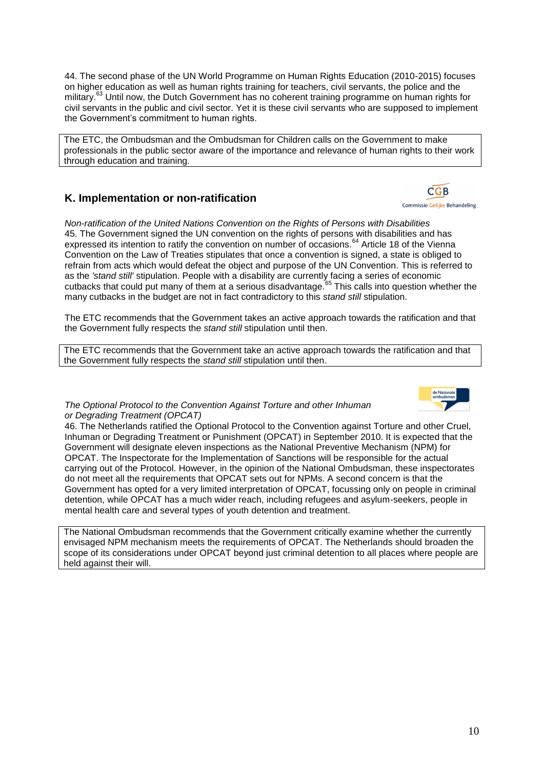44. The second phase of the UN World Programme on Human Rights Education (2010-2015) focuses on higher education as well as human rights training for teachers, civil servants, the police and the military.[63] Until now, the Dutch Government has no coherent training programme on human rights for civil servants in the public and civil sector. Yet it is these civil servants who are supposed to implement the Government's commitment to human rights.

> The ETC, the Ombudsman and the Ombudsman for Children calls on the Government to make professionals in the public sector aware of the importance and relevance of human rights to their work through education and training.

## K. Implementation or non-ratification

*Non-ratification of the United Nations Convention on the Rights of Persons with Disabilities*

45. The Government signed the UN convention on the rights of persons with disabilities and has expressed its intention to ratify the convention on number of occasions.[64] Article 18 of the Vienna Convention on the Law of Treaties stipulates that once a convention is signed, a state is obliged to refrain from acts which would defeat the object and purpose of the UN Convention. This is referred to as the *'stand still'* stipulation. People with a disability are currently facing a series of economic cutbacks that could put many of them at a serious disadvantage.[65] This calls into question whether the many cutbacks in the budget are not in fact contradictory to this *stand still* stipulation.

The ETC recommends that the Government takes an active approach towards the ratification and that the Government fully respects the *stand still* stipulation until then.

> The ETC recommends that the Government take an active approach towards the ratification and that the Government fully respects the *stand still* stipulation until then.

*The Optional Protocol to the Convention Against Torture and other Inhuman or Degrading Treatment (OPCAT)*

46. The Netherlands ratified the Optional Protocol to the Convention against Torture and other Cruel, Inhuman or Degrading Treatment or Punishment (OPCAT) in September 2010. It is expected that the Government will designate eleven inspections as the National Preventive Mechanism (NPM) for OPCAT. The Inspectorate for the Implementation of Sanctions will be responsible for the actual carrying out of the Protocol. However, in the opinion of the National Ombudsman, these inspectorates do not meet all the requirements that OPCAT sets out for NPMs. A second concern is that the Government has opted for a very limited interpretation of OPCAT, focussing only on people in criminal detention, while OPCAT has a much wider reach, including refugees and asylum-seekers, people in mental health care and several types of youth detention and treatment.

> The National Ombudsman recommends that the Government critically examine whether the currently envisaged NPM mechanism meets the requirements of OPCAT. The Netherlands should broaden the scope of its considerations under OPCAT beyond just criminal detention to all places where people are held against their will.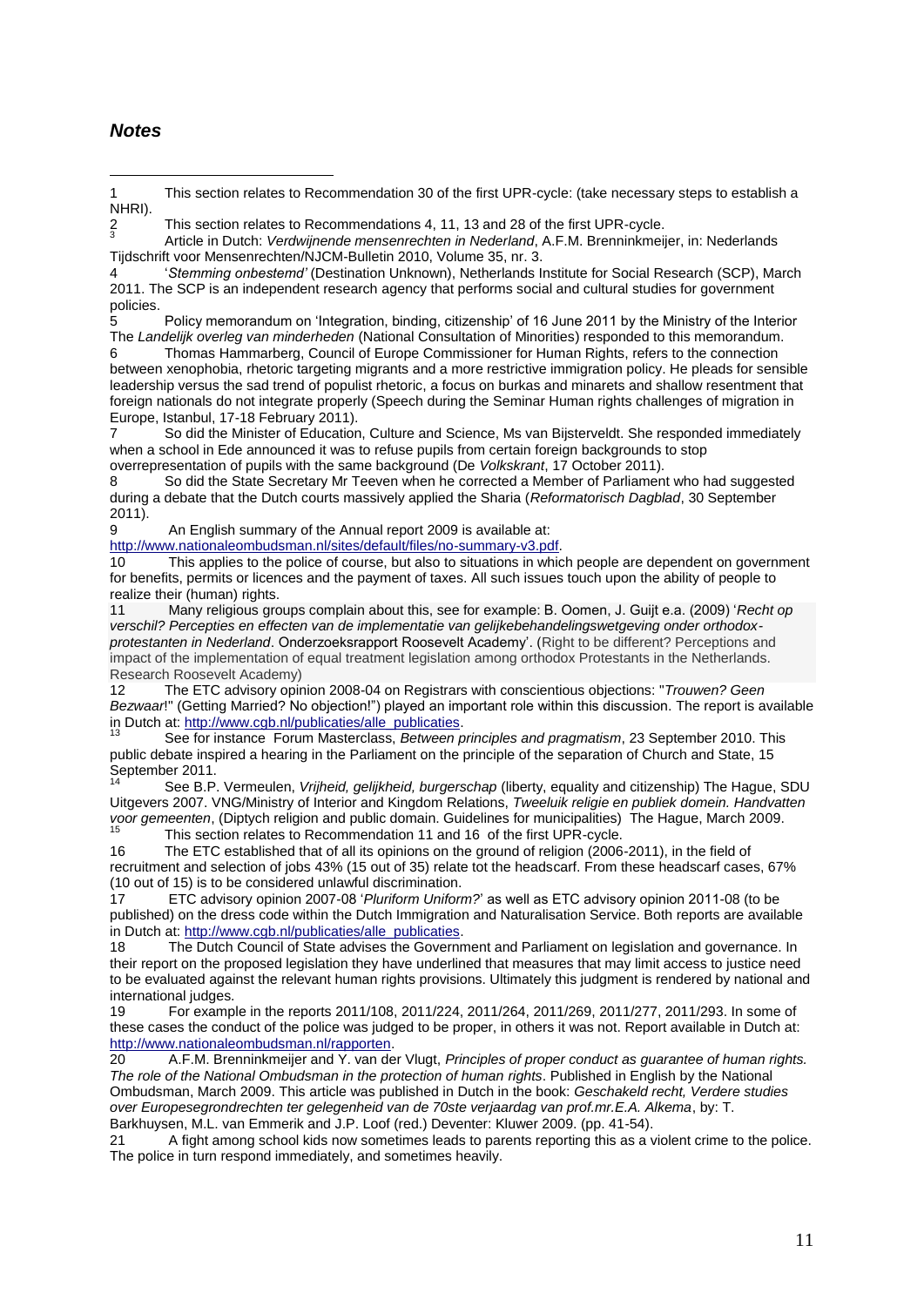## *Notes*

1 This section relates to Recommendation 30 of the first UPR-cycle: (take necessary steps to establish a NHRI).

2 This section relates to Recommendations 4, 11, 13 and 28 of the first UPR-cycle.

3 Article in Dutch: *Verdwijnende mensenrechten in Nederland*, A.F.M. Brenninkmeijer, in: Nederlands Tijdschrift voor Mensenrechten/NJCM-Bulletin 2010, Volume 35, nr. 3.

4 '*Stemming onbestemd'* (Destination Unknown), Netherlands Institute for Social Research (SCP), March 2011. The SCP is an independent research agency that performs social and cultural studies for government policies.

5 Policy memorandum on 'Integration, binding, citizenship' of 16 June 2011 by the Ministry of the Interior The *Landelijk overleg van minderheden* (National Consultation of Minorities) responded to this memorandum.

6 Thomas Hammarberg, Council of Europe Commissioner for Human Rights, refers to the connection between xenophobia, rhetoric targeting migrants and a more restrictive immigration policy. He pleads for sensible leadership versus the sad trend of populist rhetoric, a focus on burkas and minarets and shallow resentment that foreign nationals do not integrate properly (Speech during the Seminar Human rights challenges of migration in Europe, Istanbul, 17-18 February 2011).

7 So did the Minister of Education, Culture and Science, Ms van Bijsterveldt. She responded immediately when a school in Ede announced it was to refuse pupils from certain foreign backgrounds to stop overrepresentation of pupils with the same background (De *Volkskrant*, 17 October 2011).

8 So did the State Secretary Mr Teeven when he corrected a Member of Parliament who had suggested during a debate that the Dutch courts massively applied the Sharia (*Reformatorisch Dagblad*, 30 September 2011).

9 An English summary of the Annual report 2009 is available at: http://www.nationaleombudsman.nl/sites/default/files/no-summary-v3.pdf.

10 This applies to the police of course, but also to situations in which people are dependent on government for benefits, permits or licences and the payment of taxes. All such issues touch upon the ability of people to realize their (human) rights.

11 Many religious groups complain about this, see for example: B. Oomen, J. Guijt e.a. (2009) '*Recht op verschil? Percepties en effecten van de implementatie van gelijkebehandelingswetgeving onder orthodox-protestanten in Nederland*. Onderzoeksrapport Roosevelt Academy'. (Right to be different? Perceptions and impact of the implementation of equal treatment legislation among orthodox Protestants in the Netherlands. Research Roosevelt Academy)

12 The ETC advisory opinion 2008-04 on Registrars with conscientious objections: "*Trouwen? Geen Bezwaar*!" (Getting Married? No objection!") played an important role within this discussion. The report is available in Dutch at: http://www.cgb.nl/publicaties/alle_publicaties.

13 See for instance Forum Masterclass, *Between principles and pragmatism*, 23 September 2010. This public debate inspired a hearing in the Parliament on the principle of the separation of Church and State, 15 September 2011.

14 See B.P. Vermeulen, *Vrijheid, gelijkheid, burgerschap* (liberty, equality and citizenship) The Hague, SDU Uitgevers 2007. VNG/Ministry of Interior and Kingdom Relations, *Tweeluik religie en publiek domein. Handvatten voor gemeenten*, (Diptych religion and public domain. Guidelines for municipalities) The Hague, March 2009.

15 This section relates to Recommendation 11 and 16 of the first UPR-cycle.

16 The ETC established that of all its opinions on the ground of religion (2006-2011), in the field of recruitment and selection of jobs 43% (15 out of 35) relate tot the headscarf. From these headscarf cases, 67% (10 out of 15) is to be considered unlawful discrimination.

17 ETC advisory opinion 2007-08 '*Pluriform Uniform?*' as well as ETC advisory opinion 2011-08 (to be published) on the dress code within the Dutch Immigration and Naturalisation Service. Both reports are available in Dutch at: http://www.cgb.nl/publicaties/alle_publicaties.

18 The Dutch Council of State advises the Government and Parliament on legislation and governance. In their report on the proposed legislation they have underlined that measures that may limit access to justice need to be evaluated against the relevant human rights provisions. Ultimately this judgment is rendered by national and international judges.

19 For example in the reports 2011/108, 2011/224, 2011/264, 2011/269, 2011/277, 2011/293. In some of these cases the conduct of the police was judged to be proper, in others it was not. Report available in Dutch at: http://www.nationaleombudsman.nl/rapporten.

20 A.F.M. Brenninkmeijer and Y. van der Vlugt, *Principles of proper conduct as guarantee of human rights. The role of the National Ombudsman in the protection of human rights*. Published in English by the National Ombudsman, March 2009. This article was published in Dutch in the book: *Geschakeld recht, Verdere studies over Europesegrondrechten ter gelegenheid van de 70ste verjaardag van prof.mr.E.A. Alkema*, by: T. Barkhuysen, M.L. van Emmerik and J.P. Loof (red.) Deventer: Kluwer 2009. (pp. 41-54).

21 A fight among school kids now sometimes leads to parents reporting this as a violent crime to the police. The police in turn respond immediately, and sometimes heavily.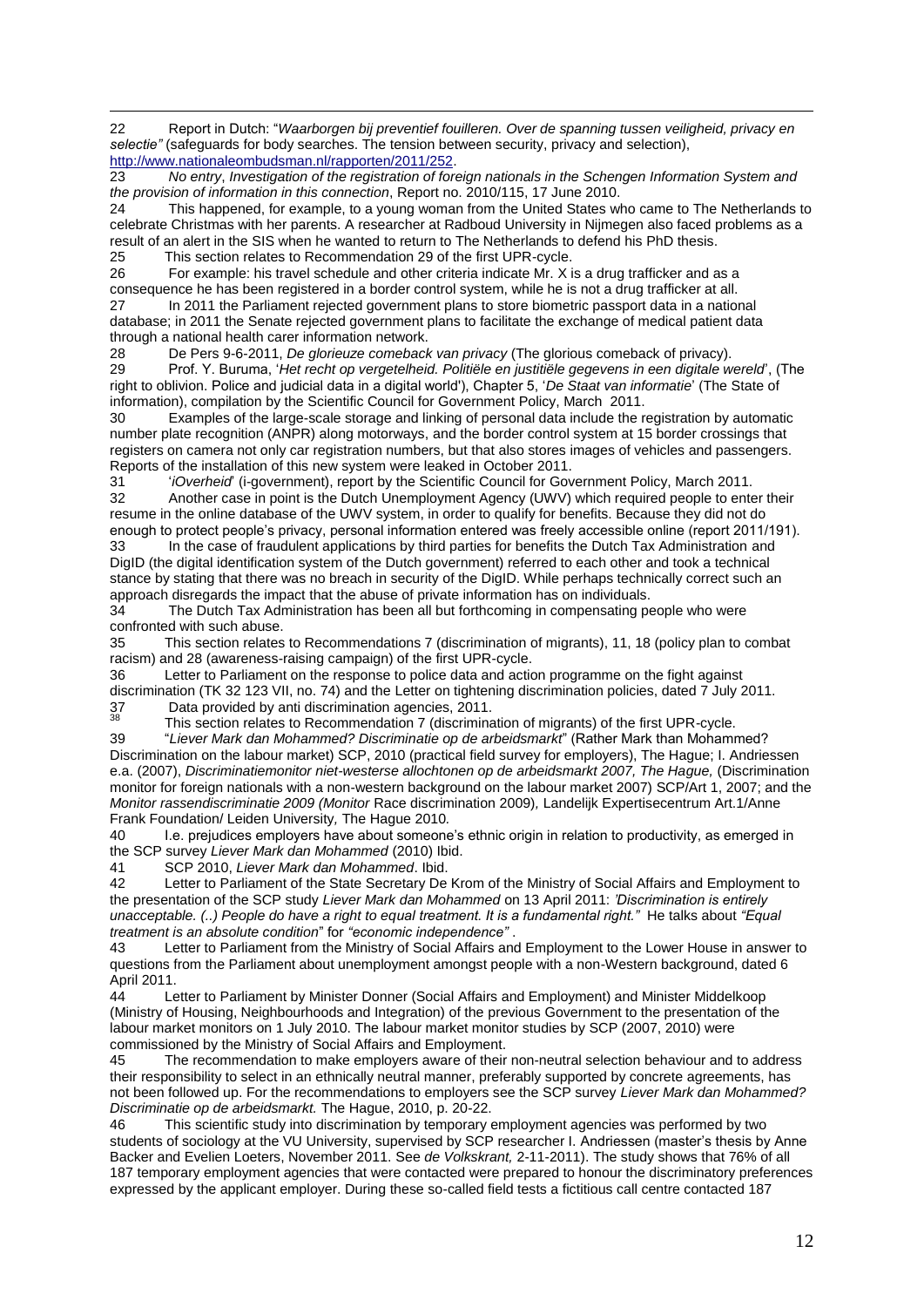22 Report in Dutch: "*Waarborgen bij preventief fouilleren. Over de spanning tussen veiligheid, privacy en selectie"* (safeguards for body searches. The tension between security, privacy and selection), http://www.nationaleombudsman.nl/rapporten/2011/252.

23 *No entry*, *Investigation of the registration of foreign nationals in the Schengen Information System and the provision of information in this connection*, Report no. 2010/115, 17 June 2010.

24 This happened, for example, to a young woman from the United States who came to The Netherlands to celebrate Christmas with her parents. A researcher at Radboud University in Nijmegen also faced problems as a result of an alert in the SIS when he wanted to return to The Netherlands to defend his PhD thesis.

25 This section relates to Recommendation 29 of the first UPR-cycle.

26 For example: his travel schedule and other criteria indicate Mr. X is a drug trafficker and as a consequence he has been registered in a border control system, while he is not a drug trafficker at all.

27 In 2011 the Parliament rejected government plans to store biometric passport data in a national database; in 2011 the Senate rejected government plans to facilitate the exchange of medical patient data through a national health carer information network.

28 De Pers 9-6-2011, *De glorieuze comeback van privacy* (The glorious comeback of privacy).

29 Prof. Y. Buruma, '*Het recht op vergetelheid. Politiële en justitiële gegevens in een digitale wereld*', (The right to oblivion. Police and judicial data in a digital world'), Chapter 5, '*De Staat van informatie*' (The State of information), compilation by the Scientific Council for Government Policy, March 2011.

30 Examples of the large-scale storage and linking of personal data include the registration by automatic number plate recognition (ANPR) along motorways, and the border control system at 15 border crossings that registers on camera not only car registration numbers, but that also stores images of vehicles and passengers. Reports of the installation of this new system were leaked in October 2011.

31 '*iOverheid*' (i-government), report by the Scientific Council for Government Policy, March 2011.

32 Another case in point is the Dutch Unemployment Agency (UWV) which required people to enter their resume in the online database of the UWV system, in order to qualify for benefits. Because they did not do enough to protect people's privacy, personal information entered was freely accessible online (report 2011/191).

33 In the case of fraudulent applications by third parties for benefits the Dutch Tax Administration and DigID (the digital identification system of the Dutch government) referred to each other and took a technical stance by stating that there was no breach in security of the DigID. While perhaps technically correct such an approach disregards the impact that the abuse of private information has on individuals.

34 The Dutch Tax Administration has been all but forthcoming in compensating people who were confronted with such abuse.

35 This section relates to Recommendations 7 (discrimination of migrants), 11, 18 (policy plan to combat racism) and 28 (awareness-raising campaign) of the first UPR-cycle.

36 Letter to Parliament on the response to police data and action programme on the fight against discrimination (TK 32 123 VII, no. 74) and the Letter on tightening discrimination policies, dated 7 July 2011.

37 Data provided by anti discrimination agencies, 2011.

38 This section relates to Recommendation 7 (discrimination of migrants) of the first UPR-cycle.

39 "*Liever Mark dan Mohammed? Discriminatie op de arbeidsmarkt*" (Rather Mark than Mohammed? Discrimination on the labour market) SCP, 2010 (practical field survey for employers), The Hague; I. Andriessen e.a. (2007), *Discriminatiemonitor niet-westerse allochtonen op de arbeidsmarkt 2007, The Hague,* (Discrimination monitor for foreign nationals with a non-western background on the labour market 2007) SCP/Art 1, 2007; and the *Monitor rassendiscriminatie 2009 (Monitor* Race discrimination 2009)*,* Landelijk Expertisecentrum Art.1/Anne Frank Foundation/ Leiden University*,* The Hague 2010*.*

40 I.e. prejudices employers have about someone's ethnic origin in relation to productivity, as emerged in the SCP survey *Liever Mark dan Mohammed* (2010) Ibid.

41 SCP 2010, *Liever Mark dan Mohammed*. Ibid.

42 Letter to Parliament of the State Secretary De Krom of the Ministry of Social Affairs and Employment to the presentation of the SCP study *Liever Mark dan Mohammed* on 13 April 2011: *'Discrimination is entirely unacceptable. (..) People do have a right to equal treatment. It is a fundamental right."* He talks about *"Equal treatment is an absolute condition*" for *"economic independence"* .

43 Letter to Parliament from the Ministry of Social Affairs and Employment to the Lower House in answer to questions from the Parliament about unemployment amongst people with a non-Western background, dated 6 April 2011.

44 Letter to Parliament by Minister Donner (Social Affairs and Employment) and Minister Middelkoop (Ministry of Housing, Neighbourhoods and Integration) of the previous Government to the presentation of the labour market monitors on 1 July 2010. The labour market monitor studies by SCP (2007, 2010) were commissioned by the Ministry of Social Affairs and Employment.

45 The recommendation to make employers aware of their non-neutral selection behaviour and to address their responsibility to select in an ethnically neutral manner, preferably supported by concrete agreements, has not been followed up. For the recommendations to employers see the SCP survey *Liever Mark dan Mohammed? Discriminatie op de arbeidsmarkt.* The Hague, 2010, p. 20-22.

46 This scientific study into discrimination by temporary employment agencies was performed by two students of sociology at the VU University, supervised by SCP researcher I. Andriessen (master's thesis by Anne Backer and Evelien Loeters, November 2011. See *de Volkskrant,* 2-11-2011). The study shows that 76% of all 187 temporary employment agencies that were contacted were prepared to honour the discriminatory preferences expressed by the applicant employer. During these so-called field tests a fictitious call centre contacted 187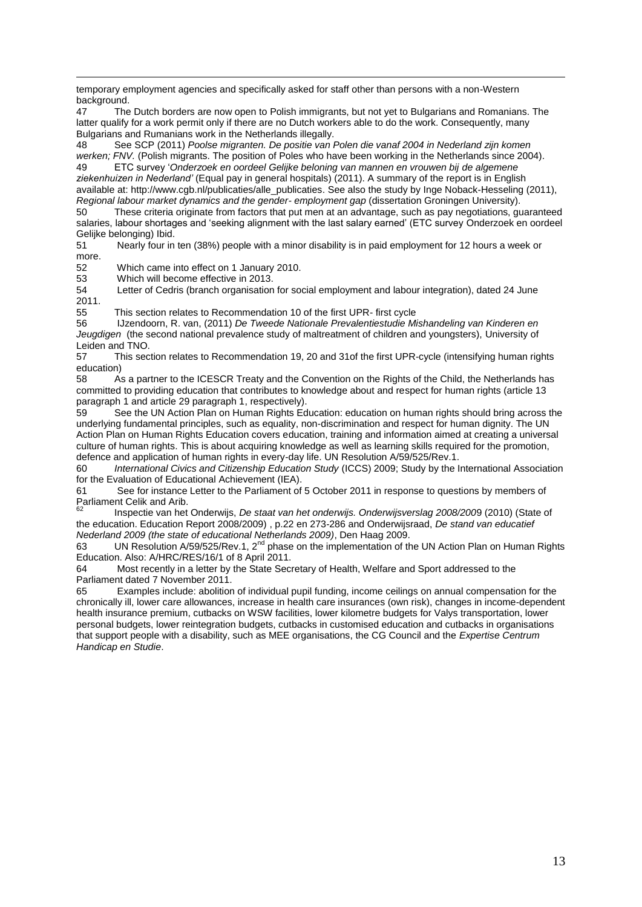temporary employment agencies and specifically asked for staff other than persons with a non-Western background.

47 The Dutch borders are now open to Polish immigrants, but not yet to Bulgarians and Romanians. The latter qualify for a work permit only if there are no Dutch workers able to do the work. Consequently, many Bulgarians and Rumanians work in the Netherlands illegally.

48 See SCP (2011) *Poolse migranten. De positie van Polen die vanaf 2004 in Nederland zijn komen werken; FNV.* (Polish migrants. The position of Poles who have been working in the Netherlands since 2004).

49 ETC survey '*Onderzoek en oordeel Gelijke beloning van mannen en vrouwen bij de algemene ziekenhuizen in Nederland'* (Equal pay in general hospitals) (2011). A summary of the report is in English available at: http://www.cgb.nl/publicaties/alle_publicaties. See also the study by Inge Noback-Hesseling (2011), *Regional labour market dynamics and the gender- employment gap* (dissertation Groningen University).

50 These criteria originate from factors that put men at an advantage, such as pay negotiations, guaranteed salaries, labour shortages and 'seeking alignment with the last salary earned' (ETC survey Onderzoek en oordeel Gelijke belonging) Ibid.

51 Nearly four in ten (38%) people with a minor disability is in paid employment for 12 hours a week or more.

52 Which came into effect on 1 January 2010.

53 Which will become effective in 2013.

54 Letter of Cedris (branch organisation for social employment and labour integration), dated 24 June 2011.

55 This section relates to Recommendation 10 of the first UPR- first cycle

56 IJzendoorn, R. van, (2011) *De Tweede Nationale Prevalentiestudie Mishandeling van Kinderen en Jeugdigen* (the second national prevalence study of maltreatment of children and youngsters), University of Leiden and TNO.

57 This section relates to Recommendation 19, 20 and 31of the first UPR-cycle (intensifying human rights education)

58 As a partner to the ICESCR Treaty and the Convention on the Rights of the Child, the Netherlands has committed to providing education that contributes to knowledge about and respect for human rights (article 13 paragraph 1 and article 29 paragraph 1, respectively).

59 See the UN Action Plan on Human Rights Education: education on human rights should bring across the underlying fundamental principles, such as equality, non-discrimination and respect for human dignity. The UN Action Plan on Human Rights Education covers education, training and information aimed at creating a universal culture of human rights. This is about acquiring knowledge as well as learning skills required for the promotion, defence and application of human rights in every-day life. UN Resolution A/59/525/Rev.1.

60 *International Civics and Citizenship Education Study* (ICCS) 2009; Study by the International Association for the Evaluation of Educational Achievement (IEA).

61 See for instance Letter to the Parliament of 5 October 2011 in response to questions by members of Parliament Celik and Arib.

62 Inspectie van het Onderwijs, *De staat van het onderwijs. Onderwijsverslag 2008/2009* (2010) (State of the education. Education Report 2008/2009) , p.22 en 273-286 and Onderwijsraad, *De stand van educatief Nederland 2009 (the state of educational Netherlands 2009)*, Den Haag 2009.

63 UN Resolution A/59/525/Rev.1, 2nd phase on the implementation of the UN Action Plan on Human Rights Education. Also: A/HRC/RES/16/1 of 8 April 2011.

64 Most recently in a letter by the State Secretary of Health, Welfare and Sport addressed to the Parliament dated 7 November 2011.

65 Examples include: abolition of individual pupil funding, income ceilings on annual compensation for the chronically ill, lower care allowances, increase in health care insurances (own risk), changes in income-dependent health insurance premium, cutbacks on WSW facilities, lower kilometre budgets for Valys transportation, lower personal budgets, lower reintegration budgets, cutbacks in customised education and cutbacks in organisations that support people with a disability, such as MEE organisations, the CG Council and the *Expertise Centrum Handicap en Studie*.